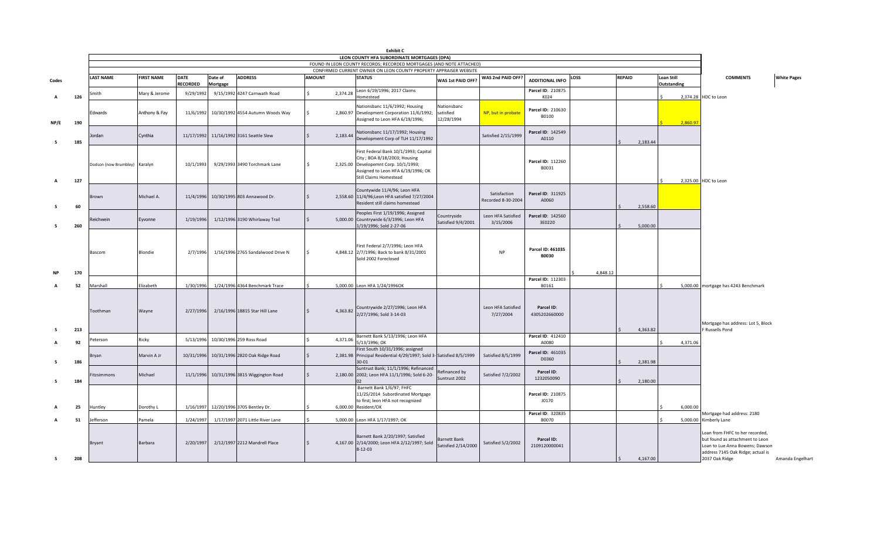**Exhibit C**

**LEON COUNTY HFA SUBORDINATE MORTGAGES (DPA)**

FOUND IN LEON COUNTY RECORDS; RECORDED MORTGAGES (AND NOTE ATTACHED)

CONFIRMED CURRENT OWNER ON LEON COUNTY PROPERTY APPRAISER WEBSITE

| Codes | | LAST NAME | FIRST NAME | DATE RECORDED | Date of Mortgage | ADDRESS | AMOUNT | STATUS | WAS 1st PAID OFF? | WAS 2nd PAID OFF? | ADDITIONAL INFO | LOSS | REPAID | Loan Still Outstanding | COMMENTS | White Pages |
|---|---|---|---|---|---|---|---|---|---|---|---|---|---|---|---|---|
| A | 126 | Smith | Mary & Jerome | 9/29/1992 | 9/15/1992 | 4247 Carnwath Road | $ 2,374.28 | Leon 6/19/1996; 2017 Claims Homestead | | | Parcel ID: 210875 K024 | | | $ 2,374.28 | HDC to Leon | |
| NP/E | 190 | Edwards | Anthony & Fay | 11/6/1992 | 10/30/1992 | 4554 Autumn Woods Way | $ 2,860.97 | Nationsbanc 11/6/1992; Housing Development Corporation 11/6/1992; Assigned to Leon HFA 6/19/1996; | Nationsbanc satisfied 12/28/1994 | NP, but in probate | Parcel ID: 210630 B0100 | | | $ 2,860.97 | | |
| S | 185 | Jordan | Cynthia | 11/17/1992 | 11/16/1992 | 3161 Seattle Slew | $ 2,183.44 | Nationsbanc 11/17/1992; Housing Development Corp of TLH 11/17/1992 | | Satisfied 2/15/1999 | Parcel ID: 142549 A0110 | | $ 2,183.44 | | | |
| A | 127 | Dodson (now Brumbley) | Karalyn | 10/1/1993 | 9/29/1993 | 3490 Torchmark Lane | $ 2,325.00 | First Federal Bank 10/1/1993; Capital City ; BOA 8/18/2003; Housing Developemnt Corp. 10/1/1993; Assigned to Leon HFA 6/19/1996; OK Still Claims Homestead | | | Parcel ID: 112260 B0031 | | | $ 2,325.00 | HDC to Leon | |
| S | 60 | Brown | Michael A. | 11/4/1996 | 10/30/1995 | 803 Annawood Dr. | $ 2,558.60 | Countywide 11/4/96; Leon HFA 11/4/96;Leon HFA satisfied 7/27/2004 Resident still claims homestead | | Satisfaction Recorded 8-30-2004 | Parcel ID: 311925 A0060 | | $ 2,558.60 | | | |
| S | 260 | Reichwein | Eyvonne | 1/19/1996 | 1/12/1996 | 3190 Whirlaway Trail | $ 5,000.00 | Peoples First 1/19/1996; Assigned Countrywide 6/3/1996; Leon HFA 1/19/1996; Sold 2-27-06 | Countryside Satisfied 9/4/2001 | Leon HFA Satisfied 3/15/2006 | Parcel ID: 142560 3E0220 | | $ 5,000.00 | | | |
| NP | 170 | Bascom | Blondie | 2/7/1996 | 1/16/1996 | 2765 Sandalwood Drive N | $ 4,848.12 | First Federal 2/7/1996; Leon HFA 2/7/1996; Back to bank 8/31/2001 Sold 2002 Foreclosed | | NP | **Parcel ID: 461035 B0030** | $ 4,848.12 | | | | |
| A | 52 | Marshall | Elizabeth | 1/30/1996 | 1/24/1996 | 4364 Benchmark Trace | $ 5,000.00 | Leon HFA 1/24/1996OK | | | Parcel ID: 112303 B0161 | | | $ 5,000.00 | mortgage has 4243 Benchmark | |
| S | 213 | Toothman | Wayne | 2/27/1996 | 2/16/1996 | 18815 Star Hill Lane | $ 4,363.82 | Countrywide 2/27/1996; Leon HFA 2/27/1996; Sold 3-14-03 | | Leon HFA Satisfied 7/27/2004 | Parcel ID: 4305202660000 | | $ 4,363.82 | | Mortgage has address: Lot 5, Block F Russells Pond | |
| A | 92 | Peterson | Ricky | 5/13/1996 | 10/30/1996 | 259 Ross Road | $ 4,371.06 | Barnett Bank 5/13/1996; Leon HFA 5/13/1996; OK | | | Parcel ID: 412410 A0080 | | | $ 4,371.06 | | |
| S | 186 | Bryan | Marvin A Jr | 10/31/1996 | 10/31/1996 | 2820 Oak Ridge Road | $ 2,381.98 | First South 10/31/1996; assigned Principal Residential 4/29/1997; Sold 3-30-01 | Satisfied 8/5/1999 | Satisfied 8/5/1999 | Parcel ID: 461035 D0360 | | $ 2,381.98 | | | |
| S | 184 | Fitzsimmons | Michael | 11/1/1996 | 10/31/1996 | 3815 Wiggington Road | $ 2,180.00 | Suntrust Bank; 11/1/1996; Refinanced 2002; Leon HFA 11/1/1996; Sold 6-20-02 | Refinanced by Suntrust 2002 | Satisfied 7/2/2002 | Parcel ID: 1232050090 | | $ 2,180.00 | | | |
| A | 25 | Huntley | Dorothy L | 1/16/1997 | 12/20/1996 | 3705 Bentley Dr. | $ 6,000.00 | Barnett Bank 1/6/97; FHFC 11/25/2014 Subordinate Mortgage to first; leon HFA not recognized Resident/OK | | | Parcel ID: 210875 J0170 | | | $ 6,000.00 | | |
| A | 51 | Jefferson | Pamela | 1/24/1997 | 1/17/1997 | 2071 Little River Lane | $ 5,000.00 | Leon HFA 1/17/1997; OK | | | Parcel ID: 320835 B0070 | | | $ 5,000.00 | Mortgage had address: 2180 Kimberly Lane | |
| S | 208 | Bryant | Barbara | 2/20/1997 | 2/12/1997 | 2212 Mandrell Place | $ 4,167.00 | Barnett Bank 2/20/1997; Satisfied 2/14/2000; Leon HFA 2/12/1997; Sold 8-12-03 | Barnett Bank Satisfied 2/14/2000 | Satisfied 5/2/2002 | Parcel ID: 2109120000041 | | $ 4,167.00 | | Loan from FHFC to her recorded, but found as attachment to Leon Loan to Lue Anna Bowens; Dawson address 7145 Oak Ridge; actual is 2037 Oak Ridge | Amanda Engelhart |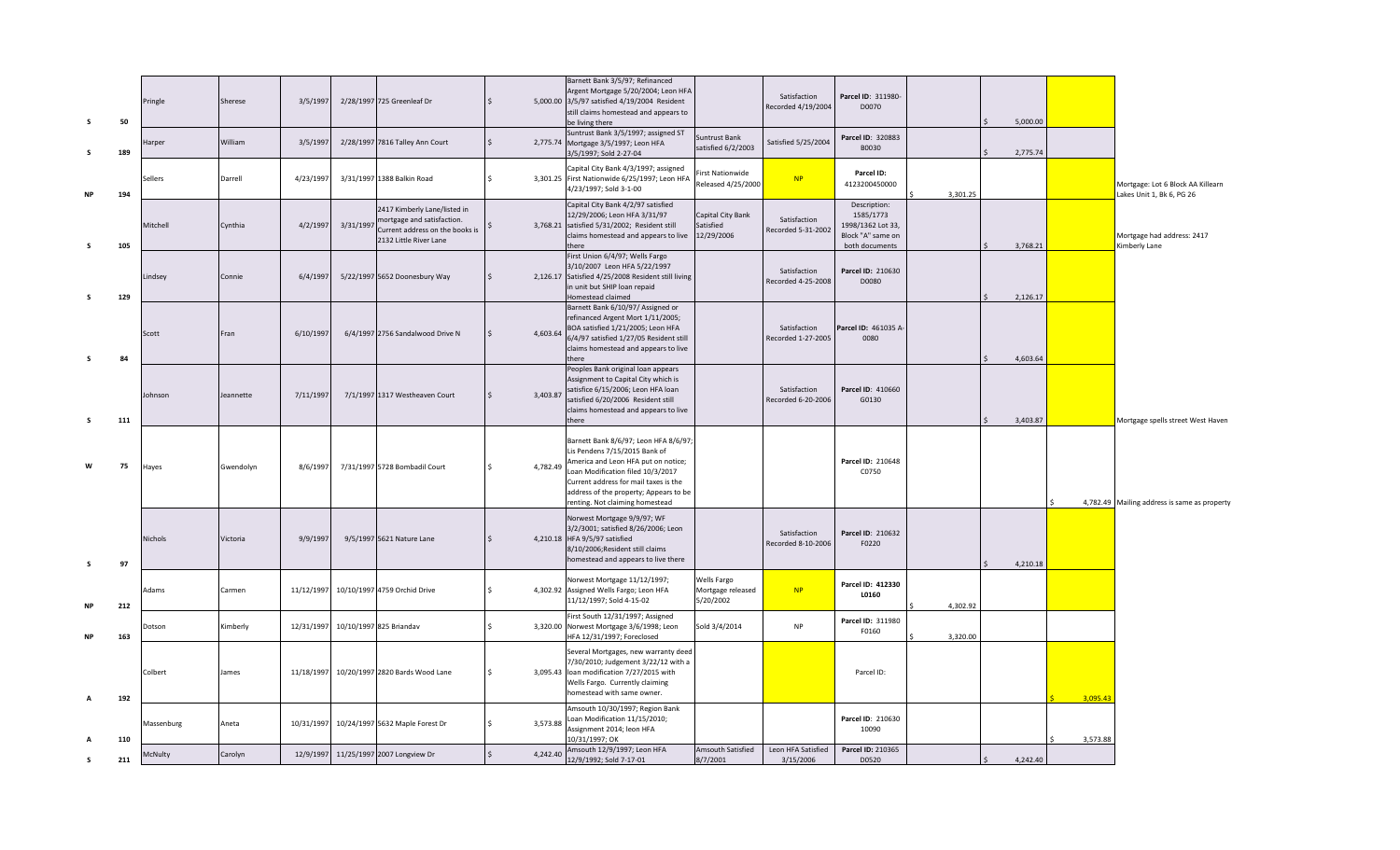| | | | | | | | | | | | | | | | |
|---|---|---|---|---|---|---|---|---|---|---|---|---|---|---|---|
| S | 50 | Pringle | Sherese | 3/5/1997 | 2/28/1997 | 725 Greenleaf Dr | $ 5,000.00 | Barnett Bank 3/5/97; Refinanced Argent Mortgage 5/20/2004; Leon HFA 3/5/97 satisfied 4/19/2004 Resident still claims homestead and appears to be living there | | Satisfaction Recorded 4/19/2004 | Parcel ID: 311980-D0070 | | $ 5,000.00 | | |
| S | 189 | Harper | William | 3/5/1997 | 2/28/1997 | 7816 Talley Ann Court | $ 2,775.74 | Suntrust Bank 3/5/1997; assigned ST Mortgage 3/5/1997; Leon HFA 3/5/1997; Sold 2-27-04 | Suntrust Bank satisfied 6/2/2003 | Satisfied 5/25/2004 | Parcel ID: 320883 B0030 | | $ 2,775.74 | | |
| NP | 194 | Sellers | Darrell | 4/23/1997 | 3/31/1997 | 1388 Balkin Road | $ 3,301.25 | Capital City Bank 4/3/1997; assigned First Nationwide 6/25/1997; Leon HFA 4/23/1997; Sold 3-1-00 | First Nationwide Released 4/25/2000 | NP | Parcel ID: 4123200450000 | $ 3,301.25 | | | Mortgage: Lot 6 Block AA Killearn Lakes Unit 1, Bk 6, PG 26 |
| S | 105 | Mitchell | Cynthia | 4/2/1997 | 3/31/1997 | 2417 Kimberly Lane/listed in mortgage and satisfaction. Current address on the books is 2132 Little River Lane | $ 3,768.21 | Capital City Bank 4/2/97 satisfied 12/29/2006; Leon HFA 3/31/97 satisfied 5/31/2002; Resident still claims homestead and appears to live there | Capital City Bank Satisfied 12/29/2006 | Satisfaction Recorded 5-31-2002 | Description: 1585/1773 1998/1362 Lot 33, Block "A" same on both documents | | $ 3,768.21 | | Mortgage had address: 2417 Kimberly Lane |
| S | 129 | Lindsey | Connie | 6/4/1997 | 5/22/1997 | 5652 Doonesbury Way | $ 2,126.17 | First Union 6/4/97; Wells Fargo 3/10/2007 Leon HFA 5/22/1997 Satisfied 4/25/2008 Resident still living in unit but SHIP loan repaid Homestead claimed | | Satisfaction Recorded 4-25-2008 | Parcel ID: 210630 D0080 | | $ 2,126.17 | | |
| S | 84 | Scott | Fran | 6/10/1997 | 6/4/1997 | 2756 Sandalwood Drive N | $ 4,603.64 | Barnett Bank 6/10/97/ Assigned or refinanced Argent Mort 1/11/2005; BOA satisfied 1/21/2005; Leon HFA 6/4/97 satisfied 1/27/05 Resident still claims homestead and appears to live there | | Satisfaction Recorded 1-27-2005 | Parcel ID: 461035 A-0080 | | $ 4,603.64 | | |
| S | 111 | Johnson | Jeannette | 7/11/1997 | 7/1/1997 | 1317 Westheaven Court | $ 3,403.87 | Peoples Bank original loan appears Assignment to Capital City which is satisfice 6/15/2006; Leon HFA loan satisfied 6/20/2006 Resident still claims homestead and appears to live there | | Satisfaction Recorded 6-20-2006 | Parcel ID: 410660 G0130 | | $ 3,403.87 | | Mortgage spells street West Haven |
| W | 75 | Hayes | Gwendolyn | 8/6/1997 | 7/31/1997 | 5728 Bombadil Court | $ 4,782.49 | Barnett Bank 8/6/97; Leon HFA 8/6/97; Lis Pendens 7/15/2015 Bank of America and Leon HFA put on notice; Loan Modification filed 10/3/2017 Current address for mail taxes is the address of the property; Appears to be renting. Not claiming homestead | | | Parcel ID: 210648 C0750 | | | $ 4,782.49 | Mailing address is same as property |
| S | 97 | Nichols | Victoria | 9/9/1997 | 9/5/1997 | 5621 Nature Lane | $ 4,210.18 | Norwest Mortgage 9/9/97; WF 3/2/3001; satisfied 8/26/2006; Leon HFA 9/5/97 satisfied 8/10/2006;Resident still claims homestead and appears to live there | | Satisfaction Recorded 8-10-2006 | Parcel ID: 210632 F0220 | | $ 4,210.18 | | |
| NP | 212 | Adams | Carmen | 11/12/1997 | 10/10/1997 | 4759 Orchid Drive | $ 4,302.92 | Norwest Mortgage 11/12/1997; Assigned Wells Fargo; Leon HFA 11/12/1997; Sold 4-15-02 | Wells Fargo Mortgage released 5/20/2002 | NP | Parcel ID: 412330 L0160 | $ 4,302.92 | | | |
| NP | 163 | Dotson | Kimberly | 12/31/1997 | 10/10/1997 | 825 Briandav | $ 3,320.00 | First South 12/31/1997; Assigned Norwest Mortgage 3/6/1998; Leon HFA 12/31/1997; Foreclosed | Sold 3/4/2014 | NP | Parcel ID: 311980 F0160 | $ 3,320.00 | | | |
| A | 192 | Colbert | James | 11/18/1997 | 10/20/1997 | 2820 Bards Wood Lane | $ 3,095.43 | Several Mortgages, new warranty deed 7/30/2010; Judgement 3/22/12 with a loan modification 7/27/2015 with Wells Fargo. Currently claiming homestead with same owner. | | | Parcel ID: | | | $ 3,095.43 | |
| A | 110 | Massenburg | Aneta | 10/31/1997 | 10/24/1997 | 5632 Maple Forest Dr | $ 3,573.88 | Amsouth 10/30/1997; Region Bank Loan Modification 11/15/2010; Assignment 2014; leon HFA 10/31/1997; OK | | | Parcel ID: 210630 10090 | | | $ 3,573.88 | |
| S | 211 | McNulty | Carolyn | 12/9/1997 | 11/25/1997 | 2007 Longview Dr | $ 4,242.40 | Amsouth 12/9/1997; Leon HFA 12/9/1992; Sold 7-17-01 | Amsouth Satisfied 8/7/2001 | Leon HFA Satisfied 3/15/2006 | Parcel ID: 210365 D0520 | | $ 4,242.40 | | |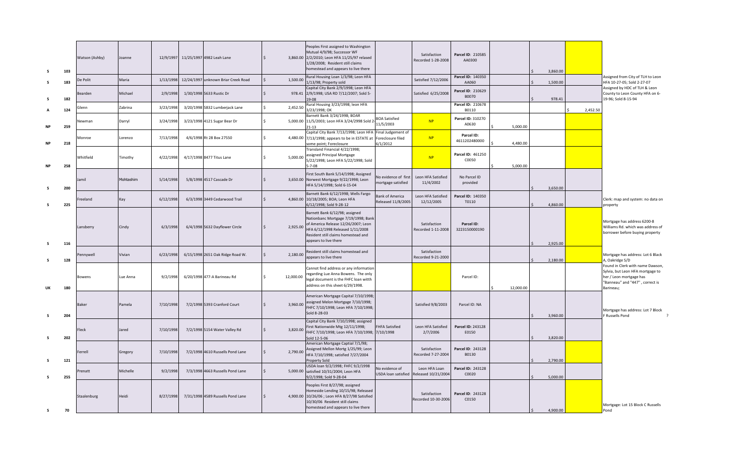| | | | | | | | | | | | | | | | |
|---|---|---|---|---|---|---|---|---|---|---|---|---|---|---|---|
| S | 103 | Watson (Ashby) | Joanne | 12/9/1997 | 11/25/1997 | 4982 Leah Lane | $ 3,860.00 | Peoples First assigned to Washington Mutual 4/9/98; Successor WF 2/2/2010; Leon HFA 11/25/97 relased 1/28/2008; Resident still claims homestead and appears to live there | | Satisfaction Recorded 1-28-2008 | **Parcel ID:** 210585 AA0300 | | $ 3,860.00 | | |
| S | 183 | De Polit | Maria | 1/13/1998 | 12/24/1997 | unknown Briar Creek Road | $ 1,500.00 | Rural Housing Loan 1/3/98; Leon HFA 1/13/98; Property sold | | Satisfied 7/12/2006 | **Parcel ID:** 140350 AA060 | | $ 1,500.00 | | Assigned from City of TLH to Leon HFA 10-27-05; Sold 2-27-07 |
| S | 182 | Bearden | Michael | 2/9/1998 | 1/30/1998 | 5633 Rustic Dr | $ 978.41 | Capital City Bank 2/9/1998; Leon HFA 2/9/1998; USA RD 7/12/2007; Sold 5-19-08 | | Satisfied 6/25/2008 | **Parcel ID:** 210629 B0070 | | $ 978.41 | | Assigned by HDC of TLH & Leon County to Leon County HFA on 6-19-96; Sold 8-15-94 |
| A | 124 | Glenn | Zabrina | 3/23/1998 | 3/20/1998 | 5832 Lumberjack Lane | $ 2,452.50 | Rural Housing 3/23/1998; leon HFA 3/23/1998; OK | | | **Parcel ID:** 210678 B0110 | | | $ 2,452.50 | |
| NP | 259 | Newman | Darryl | 3/24/1998 | 3/23/1998 | 4121 Sugar Bear Dr | $ 5,000.00 | Barnett Bank 3/24/1998; BOAR 11/5/2003; Leon HFA 3/24/2998 Sold 2-21-13 | BOA Satisfied 11/5/2003 | NP | **Parcel ID:** 310270 A0630 | $ 5,000.00 | | | |
| NP | 218 | Monroe | Lorenzo | 7/13/1998 | 4/6/1998 | Rt 28 Box 27550 | $ 4,480.00 | Capital City Bank 7/13/1998; Leon HFA 7/13/1998; appears to be in ESTATE at some point; Foreclosure | Final Judgement of Foreclosure filed 6/1/2012 | NP | **Parcel ID:** 4611202480000 | $ 4,480.00 | | | |
| NP | 258 | Whitfield | Timothy | 4/22/1998 | 4/17/1998 | 8477 Titus Lane | $ 5,000.00 | Transland Financial 4/22/1998; assigned Principal Mortgage 5/22/1998; Leon HFA 5/22/1998; Sold 5-7-08 | | NP | **Parcel ID:** 461250 C0050 | $ 5,000.00 | | | |
| S | 200 | Jamil | Mohtashim | 5/14/1998 | 5/8/1998 | 4517 Cascade Dr | $ 3,650.00 | First South Bank 5/14/1998; Assigned Norwest Mortgage 9/22/1998; Leon HFA 5/14/1998; Sold 6-15-04 | No evidence of first mortgage satisfied | Leon HFA Satisfied 11/4/2002 | No Parcel ID provided | | $ 3,650.00 | | |
| S | 225 | Freeland | Kay | 6/12/1998 | 6/3/1998 | 3449 Cedarwood Trail | $ 4,860.00 | Barnett Bank 6/12/1998; Wells Fargo 10/18/2005; BOA; Leon HFA 6/12/1998; Sold 9-28-12 | Bank of America Released 11/8/2005 | Leon HFA Satisfied 12/12/2005 | **Parcel ID:** 140350 T0110 | | $ 4,860.00 | | Clerk: map and system: no data on property |
| S | 116 | Lansberry | Cindy | 6/3/1998 | 6/4/1998 | 5632 Dayflower Circle | $ 2,925.00 | Barnett Bank 6/12/98; assigned Nationbanc Mortgage 7/19/1998; Bank of America Release 12/26/2007; Leon HFA 6/12/1998 Released 1/11/2008 Resident still claims homestead and appears to live there | | Satisfaction Recorded 1-11-2008 | **Parcel ID:** 3223150000190 | | $ 2,925.00 | | Mortgage has address 6200-8 Williams Rd. which was address of borrower before buying property |
| S | 128 | Pennywell | Vivian | 6/23/1998 | 6/15/1998 | 2651 Oak Ridge Road W. | $ 2,180.00 | Resident still claims homestead and appears to live there | | Satisfaction Recorded 9-21-2000 | | | $ 2,180.00 | | Mortgage has address: Lot 6 Black A, Oakridge S/D |
| UK | 180 | Bowens | Lue Anna | 9/2/1998 | 6/20/1998 | 477-A Barineau Rd | $ 12,000.00 | Cannot find address or any information regarding Lue Anna Bowens. The only legal document is the FHFC loan witth address on this sheet 6/29/1998. | | | Parcel ID: | $ 12,000.00 | | | Found in Clerk with name Dawson, Sylvia, but Leon HFA mortgage to her / Leon mortgage has "Banneau" and "447" , correct is Barineau; |
| S | 204 | Baker | Pamela | 7/10/1998 | 7/2/1998 | 5393 Cranford Court | $ 3,960.00 | American Mortgage Capital 7/10/1998; assigned Melon Mortgage 7/10/1998; FHFC 7/10/1998; Leon HFA 7/10/1998; Sold 8-28-03 | | Satisfied 9/8/2003 | Parcel ID: NA | | $ 3,960.00 | | Mortgage has address: Lot 7 Block F Russells Pond ? |
| S | 202 | Fleck | Jared | 7/10/1998 | 7/2/1998 | 5154 Water Valley Rd | $ 3,820.00 | Capital City Bank 7/10/1998; assigned First Nationwide Mtg 12/11/1998; FHFC 7/10/1998; Leon HFA 7/10/1998; Sold 12-5-06 | FHFA Satisfied 7/10/1998 | Leon HFA Satisfied 2/7/2006 | **Parcel ID:** 243128 E0150 | | $ 3,820.00 | | |
| S | 121 | Ferrell | Gregory | 7/10/1998 | 7/2/1998 | 4610 Russells Pond Lane | $ 2,790.00 | American Mortgage Captial 7/1/98; Assigned Mellon Mortg 1/25/99; Leon HFA 7/10/1998; satisfied 7/27/2004 Property Sold | | Satisfaction Recorded 7-27-2004 | **Parcel ID:** 243128 B0130 | | $ 2,790.00 | | |
| S | 255 | Prenatt | Michelle | 9/2/1998 | 7/3/1998 | 4663 Russells Pond Lane | $ 5,000.00 | USDA loan 9/2/1998; FHFC 9/2/1998 satisfied 10/31/2004; Leon HFA 9/2/1998; Sold 9-28-04 | No evidence of USDA loan satisfied | Leon HFA Loan Released 10/21/2004 | **Parcel ID:** 243128 C0020 | | $ 5,000.00 | | |
| S | 70 | Staalenburg | Heidi | 8/27/1998 | 7/31/1998 | 4589 Russells Pond Lane | $ 4,900.00 | Peoples First 8/27/98; assigned Homeside Lending 10/15/98; Released 10/26/06 ; Leon HFA 8/27/98 Satisfied 10/30/06 Resident still claims homestead and appears to live there | | Satisfaction Recorded 10-30-2006 | **Parcel ID:** 243128 C0150 | | $ 4,900.00 | | Mortgage: Lot 15 Block C Russells Pond |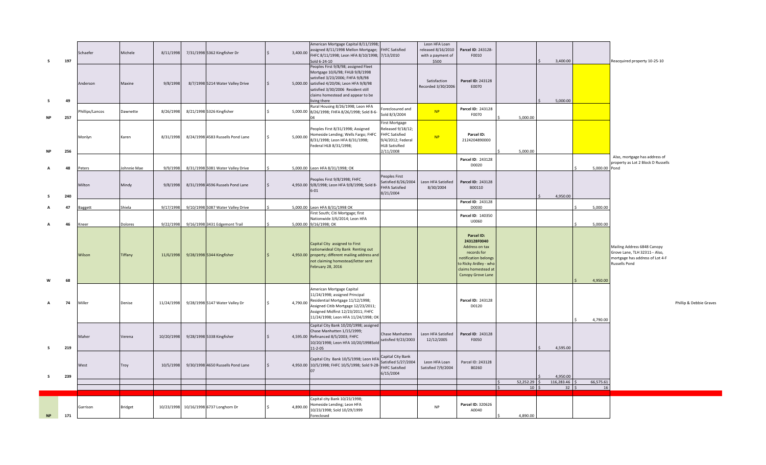| | | | | | | | | | | | | | | | |
|---|---|---|---|---|---|---|---|---|---|---|---|---|---|---|---|
| S | 197 | Schaefer | Michele | 8/11/1998 | 7/31/1998 | 5362 Kingfisher Dr | $ 3,400.00 | American Mortgage Capital 8/11/1998; assigned 8/11/1998 Mellon Mortgage; FHFC 8/11/1998; Leon HFA 8/10/1998; Sold 6-24-10 | FHFC Satisfied 7/13/2010 | Leon HFA Loan released 8/16/2010 with a payment of $500 | Parcel ID: 243128-F0010 | | $ 3,400.00 | | Reacquired property 10-25-10 |
| S | 49 | Anderson | Maxine | 9/8/1998 | 8/7/1998 | 5214 Water Valley Drive | $ 5,000.00 | Peoples First 9/8/98; assigned Fleet Mortgage 10/6/98; FHLB 9/8/1998 satisfied 3/23/2006; FHFA 9/8/98 satisfied 4/20/06; Leon HFA 9/8/98 satisfied 3/30/2006 Resident still claims homestead and appear to be living there | | Satisfaction Recorded 3/30/2006 | Parcel ID: 243128 E0070 | | $ 5,000.00 | | |
| NP | 257 | Phillips/Lancos | Dawnette | 8/26/1998 | 8/21/1998 | 5326 Kingfisher | $ 5,000.00 | Rural Housing 8/26/1998; Leon HFA 8/26/1998; FHFA 8/26/1998; Sold 8-6-04 | Foreclosured and Sold 8/3/2004 | NP | Parcel ID: 243128 F0070 | $ 5,000.00 | | | |
| NP | 256 | Monlyn | Karen | 8/31/1998 | 8/24/1998 | 4583 Russells Pond Lane | $ 5,000.00 | Peoples First 8/31/1998; Assigned Homeside Lending; Wells Fargo; FHFC 8/31/1998; Leon HFA 8/31/1998; Federal HLB 8/31/1998; | First Mortgage Released 9/18/12; FHFC Satisfied 9/4/2012; Federal HLB Satisfied 2/11/2008 | NP | Parcel ID: 2124204890000 | $ 5,000.00 | | | |
| A | 48 | Peters | Johnnie Mae | 9/9/1998 | 8/31/1998 | 5081 Water Valley Drive | $ 5,000.00 | Leon HFA 8/31/1998; OK | | | Parcel ID: 243128 D0020 | | | $ 5,000.00 | Also, mortgage has address of property as Lot 2 Block D Russells Pond |
| S | 240 | Milton | Mindy | 9/8/1998 | 8/31/1998 | 4596 Russels Pond Lane | $ 4,950.00 | Peoples First 9/8/1998; FHFC 9/8/1998; Leon HFA 9/8/1998; Sold 8-6-01 | Peoples First Satisfied 8/26/2004 FHFA Satisfied 8/21/2004 | Leon HFA Satisfied 8/30/2004 | Parcel ID: 243128 B00110 | | $ 4,950.00 | | |
| A | 47 | Baggett | Shiela | 9/17/1998 | 9/10/1998 | 5087 Water Valley Drive | $ 5,000.00 | Leon HFA 8/31/1998 OK | | | Parcel ID: 243128 D0030 | | | $ 5,000.00 | |
| A | 46 | Kneer | Dolores | 9/22/1998 | 9/16/1998 | 3431 Edgemont Trail | $ 5,000.00 | First South; Citi Mortgage; first Nationwide 3/6/2014; Leon HFA 9/16/1998; OK | | | Parcel ID: 140350 U0060 | | | $ 5,000.00 | |
| W | 68 | Wilson | Tiffany | 11/6/1998 | 9/28/1998 | 5344 Kingfisher | $ 4,950.00 | Capital City assigned to First nationwideal City Bank Renting out property; different mailing address and not claiming homestead/letter sent February 28, 2016 | | | Parcel ID: 243128F0040 Address on tax records for notification belongs to Ricky Ardley - who claims homestead at Canopy Grove Lane | | | $ 4,950.00 | Mailing Address 6848 Canopy Grove Lane, TLH 32311-- Also, mortgage has address of Lot 4-F Russells Pond |
| A | 74 | Miller | Denise | 11/24/1998 | 9/28/1998 | 5147 Water Valley Dr | $ 4,790.00 | American Mortgage Capital 11/24/1998; assigned Principal Residential Mortgage 11/12/1998; Assigned Citib Mortgage 12/23/2011; Assigned Midfirst 12/23/2011; FHFC 11/24/1998; Leon HFA 11/24/1998; OK | | | Parcel ID: 243128 D0120 | | | $ 4,790.00 | Phillip & Debbie Graves |
| S | 219 | Maher | Verena | 10/20/1998 | 9/28/1998 | 5338 Kingfisher | $ 4,595.00 | Capital City Bank 10/20/1998; assigned Chase Manhatten 1/15/1999; Refinanced 8/5/2003; FHFC 10/20/1998; Leon HFA 10/20/1998Sold 11-2-05 | Chase Manhatten satisfied 9/23/2003 | Leon HFA Satisfied 12/12/2005 | Parcel ID: 243128 F0050 | | $ 4,595.00 | | |
| S | 239 | West | Troy | 10/5/1998 | 9/30/1998 | 4650 Russels Pond Lane | $ 4,950.00 | Capital City Bank 10/5/1998; Leon HFA 10/5/1998; FHFC 10/5/1998; Sold 9-28-07 | Capital City Bank Satisfied 5/27/2004 FHFC Satisfied 6/15/2004 | Leon HFA Loan Satisfied 7/9/2004 | Parcel ID: 243128 B0260 | | $ 4,950.00 | | |
| | | | | | | | | | | | | $ 52,252.29 | $ 116,283.46 | $ 66,575.61 | |
| | | | | | | | | | | | | $ 10 | $ 32 | $ 16 | |
| NP | 171 | Garrison | Bridget | 10/23/1998 | 10/16/1998 | 6737 Longhorn Dr | $ 4,890.00 | Capital city Bank 10/23/1998; Homeside Lending; Leon HFA 10/23/1998; Sold 10/29/1999 Foreclosed | | NP | Parcel ID: 320626 A0040 | $ 4,890.00 | | | |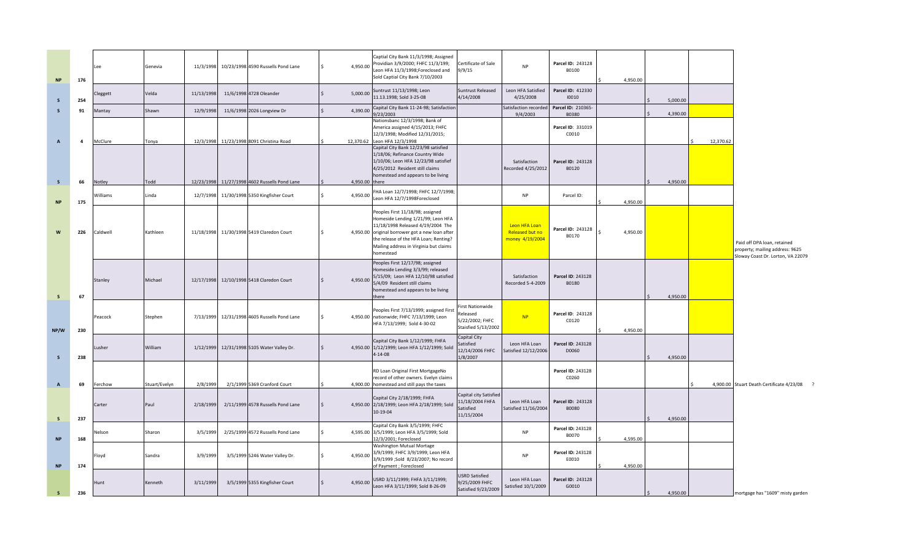| | | | | | | | | | | | | | | | |
|---|---|---|---|---|---|---|---|---|---|---|---|---|---|---|---|
| NP | 176 | Lee | Genevia | 11/3/1998 | 10/23/1998 | 4590 Russells Pond Lane | $ 4,950.00 | Captial City Bank 11/3/1998; Assigned Providian 3/9/2000; FHFC 11/3/199; Leon HFA 11/3/1998;Foreclosed and Sold Captial City Bank 7/10/2003 | Certificate of Sale 9/9/15 | NP | Parcel ID: 243128 B0100 | $ 4,950.00 | | | |
| S | 254 | Cleggett | Velda | 11/13/1998 | 11/6/1998 | 4728 Oleander | $ 5,000.00 | Suntrust 11/13/1998; Leon 11.13.1998; Sold 3-25-08 | Suntrust Released 4/14/2008 | Leon HFA Satisfied 4/25/2008 | Parcel ID: 412330 I0010 | | $ 5,000.00 | | |
| S | 91 | Mantay | Shawn | 12/9/1998 | 11/6/1998 | 2026 Longview Dr | $ 4,390.00 | Capital City Bank 11-24-98; Satisfaction 9/23/2003 | | Satisfaction recorded 9/4/2003 | Parcel ID: 210365-B0380 | | $ 4,390.00 | | |
| A | 4 | McClure | Tonya | 12/3/1998 | 11/23/1998 | 8091 Christina Road | $ 12,370.62 | Nationsbanc 12/3/1998; Bank of America assigned 4/15/2013; FHFC 12/3/1998; Modified 12/31/2015; Leon HFA 12/3/1998 | | | Parcel ID: 331019 C0010 | | | $ 12,370.62 | |
| S | 66 | Notley | Todd | 12/23/1998 | 11/27/1998 | 4602 Russells Pond Lane | $ 4,950.00 | Capital City Bank 12/23/98 satisfied 1/18/06; Refinance Country Wide 1/10/06; Leon HFA 12/23/98 satisfief 4/25/2012 Resident still claims homestead and appears to be living there | | Satisfaction Recorded 4/25/2012 | Parcel ID: 243128 B0120 | | $ 4,950.00 | | |
| NP | 175 | Williams | Linda | 12/7/1998 | 11/30/1998 | 5350 Kingfisher Court | $ 4,950.00 | FHA Loan 12/7/1998; FHFC 12/7/1998; Leon HFA 12/7/1998Foreclosed | | NP | Parcel ID: | $ 4,950.00 | | | |
| W | 226 | Caldwell | Kathleen | 11/18/1998 | 11/30/1998 | 5419 Claredon Court | $ 4,950.00 | Peoples First 11/18/98; assigned Homeside Lending 1/21/99; Leon HFA 11/18/1998 Released 4/19/2004 The original borrower got a new loan after the release of the HFA Loan; Renting? Mailing address in Virginia but claims homestead | | Leon HFA Loan Released but no money 4/19/2004 | Parcel ID: 243128 B0170 | $ 4,950.00 | | | Paid off DPA loan, retained property; mailing address: 9625 Sloway Coast Dr. Lorton, VA 22079 |
| S | 67 | Stanley | Michael | 12/17/1998 | 12/10/1998 | 5418 Claredon Court | $ 4,950.00 | Peoples First 12/17/98; assigned Homeside Lending 3/3/99; released 5/15/09; Leon HFA 12/10/98 satisfied 5/4/09 Resident still claims homestead and appears to be living there | | Satisfaction Recorded 5-4-2009 | Parcel ID: 243128 B0180 | | $ 4,950.00 | | |
| NP/W | 230 | Peacock | Stephen | 7/13/1999 | 12/31/1998 | 4605 Russells Pond Lane | $ 4,950.00 | Peoples First 7/13/1999; assigned First nationwide; FHFC 7/13/1999; Leon HFA 7/13/1999; Sold 4-30-02 | First Nationwide Released 5/22/2002; FHFC Staisfied 5/13/2002 | NP | Parcel ID: 243128 C0120 | $ 4,950.00 | | | |
| S | 238 | Lusher | William | 1/12/1999 | 12/31/1998 | 5105 Water Valley Dr. | $ 4,950.00 | Capital City Bank 1/12/1999; FHFA 1/12/1999; Leon HFA 1/12/1999; Sold 4-14-08 | Capital City Satisfied 12/14/2006 FHFC 1/8/2007 | Leon HFA Loan Satisfied 12/12/2006 | Parcel ID: 243128 D0060 | | $ 4,950.00 | | |
| A | 69 | Ferchow | Stuart/Evelyn | 2/8/1999 | 2/1/1999 | 5369 Cranford Court | $ 4,900.00 | RD Loan Original First MortgageNo record of other owners. Evelyn claims homestead and still pays the taxes | | | Parcel ID: 243128 C0260 | | | $ 4,900.00 | Stuart Death Certificate 4/23/08 ? |
| S | 237 | Carter | Paul | 2/18/1999 | 2/11/1999 | 4578 Russells Pond Lane | $ 4,950.00 | Capital City 2/18/1999; FHFA 2/18/1999; Leon HFA 2/18/1999; Sold 10-19-04 | Capital city Satisfied 11/18/2004 FHFA Satisfied 11/15/2004 | Leon HFA Loan Satisfied 11/16/2004 | Parcel ID: 243128 B0080 | | $ 4,950.00 | | |
| NP | 168 | Nelson | Sharon | 3/5/1999 | 2/25/1999 | 4572 Russells Pond Lane | $ 4,595.00 | Capital City Bank 3/5/1999; FHFC 3/5/1999; Leon HFA 3/5/1999; Sold 12/3/2001; Foreclosed | | NP | Parcel ID: 243128 B0070 | $ 4,595.00 | | | |
| NP | 174 | Floyd | Sandra | 3/9/1999 | 3/5/1999 | 5246 Water Valley Dr. | $ 4,950.00 | Washington Mutual Mortage 3/9/1999; FHFC 3/9/1999; Leon HFA 3/9/1999 ;Sold 8/23/2007; No record of Payment ; Foreclosed | | NP | Parcel ID: 243128 E0010 | $ 4,950.00 | | | |
| S | 236 | Hunt | Kenneth | 3/11/1999 | 3/5/1999 | 5355 Kingfisher Court | $ 4,950.00 | USRD 3/11/1999; FHFA 3/11/1999; Leon HFA 3/11/1999; Sold 8-26-09 | USRD Satisfied 9/25/2009 FHFC Satisfied 9/23/2009 | Leon HFA Loan Satisfied 10/1/2009 | Parcel ID: 243128 G0010 | | $ 4,950.00 | | mortgage has "1609" misty garden |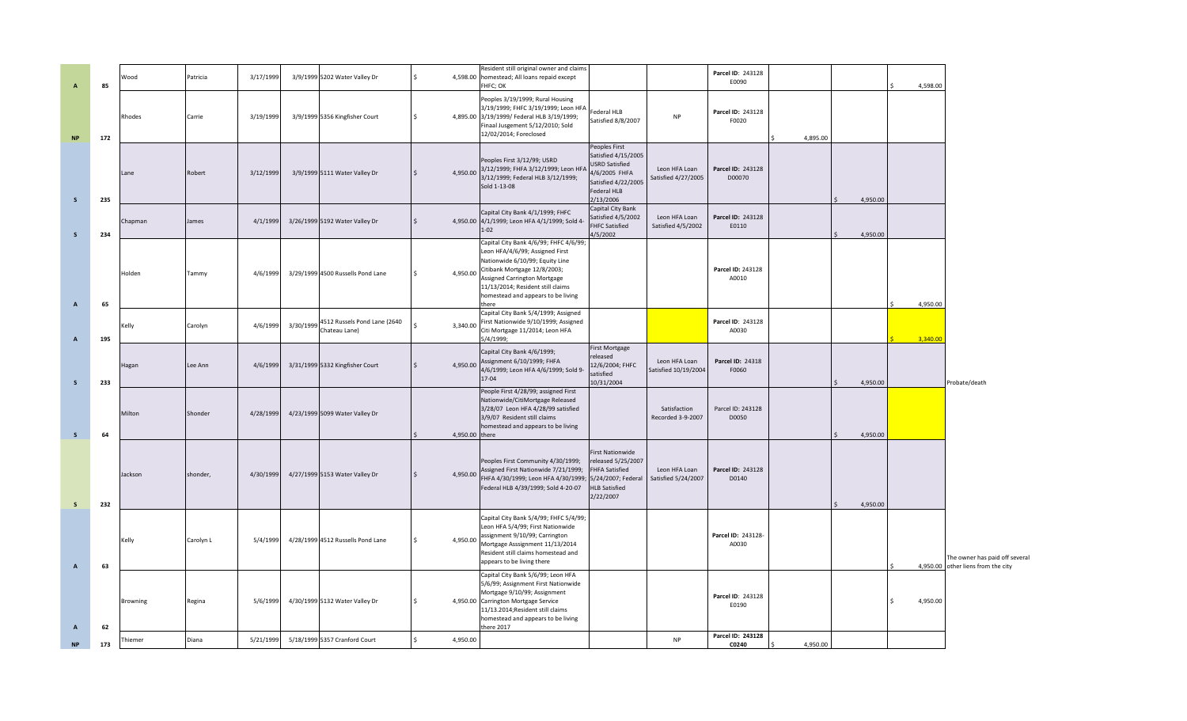| | | | | | | | | | | | | | | | |
|---|---|---|---|---|---|---|---|---|---|---|---|---|---|---|---|
| A | 85 | Wood | Patricia | 3/17/1999 | 3/9/1999 | 5202 Water Valley Dr | $ 4,598.00 | Resident still original owner and claims homestead; All loans repaid except FHFC; OK | | | Parcel ID: 243128 E0090 | | | $ 4,598.00 | |
| NP | 172 | Rhodes | Carrie | 3/19/1999 | 3/9/1999 | 5356 Kingfisher Court | $ 4,895.00 | Peoples 3/19/1999; Rural Housing 3/19/1999; FHFC 3/19/1999; Leon HFA 3/19/1999/ Federal HLB 3/19/1999; Finaal Jusgement 5/12/2010; Sold 12/02/2014; Foreclosed | Federal HLB Satisfied 8/8/2007 | NP | Parcel ID: 243128 F0020 | $ 4,895.00 | | | |
| S | 235 | Lane | Robert | 3/12/1999 | 3/9/1999 | 5111 Water Valley Dr | $ 4,950.00 | Peoples First 3/12/99; USRD 3/12/1999; FHFA 3/12/1999; Leon HFA 3/12/1999; Federal HLB 3/12/1999; Sold 1-13-08 | Peoples First Satisfied 4/15/2005 USRD Satisfied 4/6/2005 FHFA Satisfied 4/22/2005 Federal HLB 2/13/2006 | Leon HFA Loan Satisfied 4/27/2005 | Parcel ID: 243128 D00070 | | $ 4,950.00 | | |
| S | 234 | Chapman | James | 4/1/1999 | 3/26/1999 | 5192 Water Valley Dr | $ 4,950.00 | Capital City Bank 4/1/1999; FHFC 4/1/1999; Leon HFA 4/1/1999; Sold 4-1-02 | Capital City Bank Satisfied 4/5/2002 FHFC Satisfied 4/5/2002 | Leon HFA Loan Satisfied 4/5/2002 | Parcel ID: 243128 E0110 | | $ 4,950.00 | | |
| A | 65 | Holden | Tammy | 4/6/1999 | 3/29/1999 | 4500 Russells Pond Lane | $ 4,950.00 | Capital City Bank 4/6/99; FHFC 4/6/99; Leon HFA/4/6/99; Assigned First Nationwide 6/10/99; Equity Line Citibank Mortgage 12/8/2003; Assigned Carrington Mortgage 11/13/2014; Resident still claims homestead and appears to be living there | | | Parcel ID: 243128 A0010 | | | $ 4,950.00 | |
| A | 195 | Kelly | Carolyn | 4/6/1999 | 3/30/1999 | 4512 Russels Pond Lane (2640 Chateau Lane) | $ 3,340.00 | Capital City Bank 5/4/1999; Assigned First Nationwide 9/10/1999; Assigned Citi Mortgage 11/2014; Leon HFA 5/4/1999; | | | Parcel ID: 243128 A0030 | | | $ 3,340.00 | |
| S | 233 | Hagan | Lee Ann | 4/6/1999 | 3/31/1999 | 5332 Kingfisher Court | $ 4,950.00 | Capital City Bank 4/6/1999; Assignment 6/10/1999; FHFA 4/6/1999; Leon HFA 4/6/1999; Sold 9-17-04 | First Mortgage released 12/6/2004; FHFC satisfied 10/31/2004 | Leon HFA Loan Satisfied 10/19/2004 | Parcel ID: 24318 F0060 | | $ 4,950.00 | | Probate/death |
| S | 64 | Milton | Shonder | 4/28/1999 | 4/23/1999 | 5099 Water Valley Dr | $ 4,950.00 | People First 4/28/99; assigned First Nationwide/CitiMortgage Released 3/28/07 Leon HFA 4/28/99 satisfied 3/9/07 Resident still claims homestead and appears to be living there | | Satisfaction Recorded 3-9-2007 | Parcel ID: 243128 D0050 | | $ 4,950.00 | | |
| S | 232 | Jackson | shonder, | 4/30/1999 | 4/27/1999 | 5153 Water Valley Dr | $ 4,950.00 | Peoples First Community 4/30/1999; Assigned First Nationwide 7/21/1999; FHFA 4/30/1999; Leon HFA 4/30/1999; Federal HLB 4/39/1999; Sold 4-20-07 | First Nationwide released 5/25/2007 FHFA Satisfied 5/24/2007; Federal HLB Satisfied 2/22/2007 | Leon HFA Loan Satisfied 5/24/2007 | Parcel ID: 243128 D0140 | | $ 4,950.00 | | |
| A | 63 | Kelly | Carolyn L | 5/4/1999 | 4/28/1999 | 4512 Russells Pond Lane | $ 4,950.00 | Capital City Bank 5/4/99; FHFC 5/4/99; Leon HFA 5/4/99; First Nationwide assignment 9/10/99; Carrington Mortgage Asssignment 11/13/2014 Resident still claims homestead and appears to be living there | | | Parcel ID: 243128-A0030 | | | $ 4,950.00 | The owner has paid off several other liens from the city |
| A | 62 | Browning | Regina | 5/6/1999 | 4/30/1999 | 5132 Water Valley Dr | $ 4,950.00 | Capital City Bank 5/6/99; Leon HFA 5/6/99; Assignment First Nationwide Mortgage 9/10/99; Assignment Carrington Mortgage Service 11/13.2014;Resident still claims homestead and appears to be living there 2017 | | | Parcel ID: 243128 E0190 | | | $ 4,950.00 | |
| NP | 173 | Thiemer | Diana | 5/21/1999 | 5/18/1999 | 5357 Cranford Court | $ 4,950.00 | | | NP | Parcel ID: 243128 C0240 | $ 4,950.00 | | | |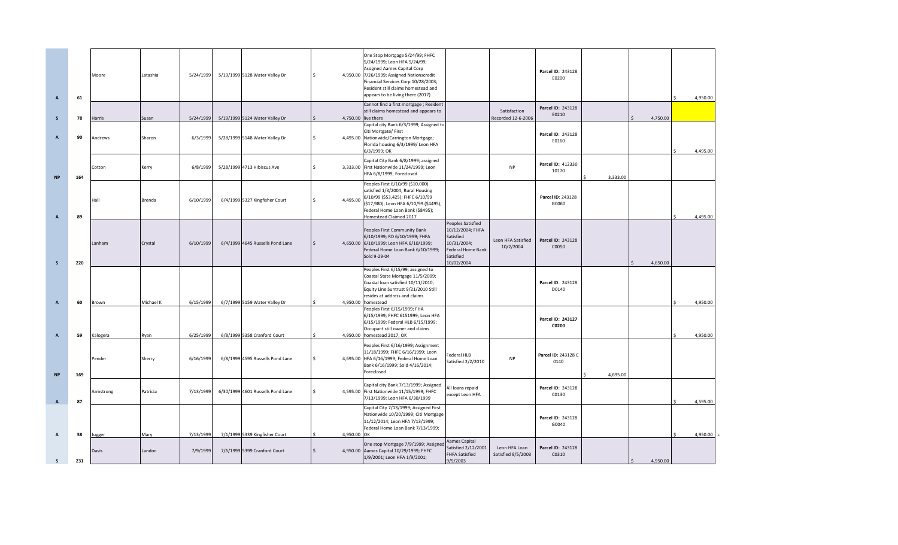| | | | | | | | | | | | | | | |
|---|---|---|---|---|---|---|---|---|---|---|---|---|---|---|
| A | 61 | Moore | Latashia | 5/24/1999 | 5/19/1999 | 5128 Water Valley Dr | $ 4,950.00 | One Stop Mortgage 5/24/99; FHFC 5/24/1999; Leon HFA 5/24/99; Assigned Aames Capital Corp 7/26/1999; Assigned Nationscredit Financial Services Corp 10/28/2003; Resident still claims homestead and appears to be living there (2017) | | | Parcel ID: 243128 E0200 | | | $ 4,950.00 |
| S | 78 | Harris | Susan | 5/24/1999 | 5/19/1999 | 5124 Water Valley Dr | $ 4,750.00 | Cannot find a first mortgage ; Resident still claims homestead and appears to live there | | Satisfaction Recorded 12-6-2006 | Parcel ID: 243128 E0210 | | $ 4,750.00 | |
| A | 90 | Andrews | Sharon | 6/3/1999 | 5/28/1999 | 5148 Water Valley Dr | $ 4,495.00 | Capital city Bank 6/3/1999; Assigned to Citi Mortgate/ First Nationwide/Carrington Mortgage; Florida housing 6/3/1999/ Leon HFA 6/3/1999; OK | | | Parcel ID: 243128 E0160 | | | $ 4,495.00 |
| NP | 164 | Cotton | Kerry | 6/8/1999 | 5/28/1999 | 4713 Hibiscus Ave | $ 3,333.00 | Capital City Bank 6/8/1999; assigned First Nationwide 11/24/1999; Leon HFA 6/8/1999; Foreclosed | | NP | Parcel ID: 412330 10170 | $ 3,333.00 | | |
| A | 89 | Hall | Brenda | 6/10/1999 | 6/4/1999 | 5327 Kingfisher Court | $ 4,495.00 | Peoples First 6/10/99 ($10,000) satisfied 1/3/2004; Rural Housing 6/10/99 ($53,425); FHFC 6/10/99 ($17,980); Leon HFA 6/10/99 ($4495); Federal Home Loan Bank ($8495); Homestead Claimed 2017 | | | Parcel ID: 243128 G0060 | | | $ 4,495.00 |
| S | 220 | Lanham | Crystal | 6/10/1999 | 6/4/1999 | 4645 Russells Pond Lane | $ 4,650.00 | Peoples First Community Bank 6/10/1999; RD 6/10/1999; FHFA 6/10/1999; Leon HFA 6/10/1999; Federal Home Loan Bank 6/10/1999; Sold 9-29-04 | Peoples Satisfied 10/12/2004; FHFA Satisfied 10/31/2004; Federal Home Bank Satisfied 10/02/2004 | Leon HFA Satisfied 10/2/2004 | Parcel ID: 243128 C0050 | | $ 4,650.00 | |
| A | 60 | Brown | Michael K | 6/15/1999 | 6/7/1999 | 5159 Water Valley Dr | $ 4,950.00 | Peoples First 6/15/99; assigned to Coastal State Mortgage 11/5/2009; Coastal loan satisfied 10/11/2010; Equity Line Suntrust 9/21/2010 Still resides at address and claims homestead | | | Parcel ID: 243128 D0140 | | | $ 4,950.00 |
| A | 59 | Kalogera | Ryan | 6/25/1999 | 6/8/1999 | 5358 Cranford Court | $ 4,950.00 | Peoples First 6/15/1999; FHA 6/15/1999; FHFC 6151999; Leon HFA 6/15/1999; Federal HLB 6/15/1999; Occupant still owner and claims homestead 2017; OK | | | Parcel ID: 243127 C0200 | | | $ 4,950.00 |
| NP | 169 | Pender | Sherry | 6/16/1999 | 6/8/1999 | 4595 Russells Pond Lane | $ 4,695.00 | Peoples First 6/16/1999; Assignment 11/18/1999; FHFC 6/16/1999; Leon HFA 6/16/1999; Federal Home Loan Bank 6/16/1999; Sold 4/16/2014; Foreclosed | Federal HLB Satisfied 2/2/2010 | NP | Parcel ID: 243128 C 0140 | $ 4,695.00 | | |
| A | 87 | Armstrong | Patricia | 7/13/1999 | 6/30/1999 | 4601 Russells Pond Lane | $ 4,595.00 | Capital city Bank 7/13/1999; Assigned First Nationwide 11/15/1999; FHFC 7/13/1999; Leon HFA 6/30/1999 | All loans repaid except Leon HFA | | Parcel ID: 243128 C0130 | | | $ 4,595.00 |
| A | 58 | Jugger | Mary | 7/13/1999 | 7/1/1999 | 5339 Kingfisher Court | $ 4,950.00 | Capital City 7/13/1999; Assigned First Nationwide 10/20/1999; Citi Mortgage 11/12/2014; Leon HFA 7/13/1999; Federal Home Loan Bank 7/13/1999; OK | | | Parcel ID: 243128 G0040 | | | $ 4,950.00 |
| S | 231 | Davis | Landon | 7/9/1999 | 7/6/1999 | 5399 Cranford Court | $ 4,950.00 | One stop Mortgage 7/9/1999; Assigned Aames Capital 10/29/1999; FHFC 1/9/2001; Leon HFA 1/9/2001; | Aames Capital Satisfied 2/12/2001 FHFA Satisfied 9/5/2003 | Leon HFA Loan Satisfied 9/5/2003 | Parcel ID: 243128 C0310 | | $ 4,950.00 | |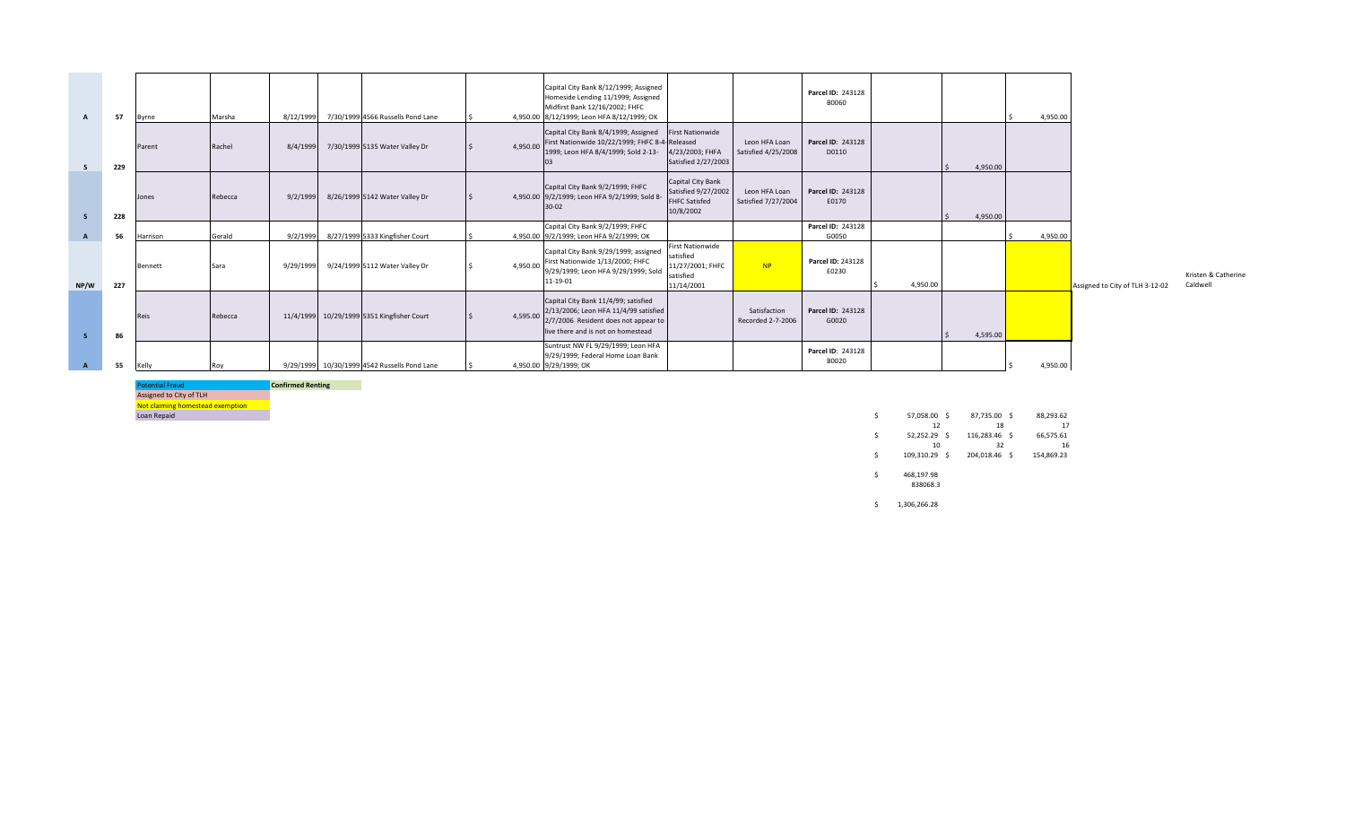| | | | | | | | | | | | | | | | | |
|---|---|---|---|---|---|---|---|---|---|---|---|---|---|---|---|---|
| A | 57 | Byrne | Marsha | 8/12/1999 | 7/30/1999 | 4566 Russells Pond Lane | $ 4,950.00 | Capital City Bank 8/12/1999; Assigned Homeside Lending 11/1999; Assigned Midfirst Bank 12/16/2002; FHFC 8/12/1999; Leon HFA 8/12/1999; OK | | | Parcel ID: 243128 B0060 | | | $ 4,950.00 | | |
| S | 229 | Parent | Rachel | 8/4/1999 | 7/30/1999 | 5135 Water Valley Dr | $ 4,950.00 | Capital City Bank 8/4/1999; Assigned First Nationwide 10/22/1999; FHFC 8-4-1999; Leon HFA 8/4/1999; Sold 2-13-03 | First Nationwide Released 4/23/2003; FHFA Satisfied 2/27/2003 | Leon HFA Loan Satisfied 4/25/2008 | Parcel ID: 243128 D0110 | | $ 4,950.00 | | | |
| S | 228 | Jones | Rebecca | 9/2/1999 | 8/26/1999 | 5142 Water Valley Dr | $ 4,950.00 | Capital City Bank 9/2/1999; FHFC 9/2/1999; Leon HFA 9/2/1999; Sold 8-30-02 | Capital City Bank Satisfied 9/27/2002 FHFC Satisfed 10/8/2002 | Leon HFA Loan Satisfied 7/27/2004 | Parcel ID: 243128 E0170 | | $ 4,950.00 | | | |
| A | 56 | Harrison | Gerald | 9/2/1999 | 8/27/1999 | 5333 Kingfisher Court | $ 4,950.00 | Capital City Bank 9/2/1999; FHFC 9/2/1999; Leon HFA 9/2/1999; OK | | | Parcel ID: 243128 G0050 | | | $ 4,950.00 | | |
| NP/W | 227 | Bennett | Sara | 9/29/1999 | 9/24/1999 | 5112 Water Valley Dr | $ 4,950.00 | Capital City Bank 9/29/1999; assigned First Nationwide 1/13/2000; FHFC 9/29/1999; Leon HFA 9/29/1999; Sold 11-19-01 | First Nationwide satisfied 11/27/2001; FHFC satisfied 11/14/2001 | NP | Parcel ID: 243128 E0230 | $ 4,950.00 | | | Assigned to City of TLH 3-12-02 | Kristen & Catherine Caldwell |
| S | 86 | Reis | Rebecca | 11/4/1999 | 10/29/1999 | 5351 Kingfisher Court | $ 4,595.00 | Capital City Bank 11/4/99; satisfied 2/13/2006; Leon HFA 11/4/99 satisfied 2/7/2006 Resident does not appear to live there and is not on homestead | | Satisfaction Recorded 2-7-2006 | Parcel ID: 243128 G0020 | | $ 4,595.00 | | | |
| A | 55 | Kelly | Roy | 9/29/1999 | 10/30/1999 | 4542 Russells Pond Lane | $ 4,950.00 | Suntrust NW FL 9/29/1999; Leon HFA 9/29/1999; Federal Home Loan Bank 9/29/1999; OK | | | Parcel ID: 243128 B0020 | | | $ 4,950.00 | | |

Potential Fraud
Assigned to City of TLH
Not claiming homestead exemption
Loan Repaid
Confirmed Renting

| | | |
|---|---|---|
| $ 57,058.00 | $ 87,735.00 | $ 88,293.62 |
| 12 | 18 | 17 |
| $ 52,252.29 | $ 116,283.46 | $ 66,575.61 |
| 10 | 32 | 16 |
| $ 109,310.29 | $ 204,018.46 | $ 154,869.23 |

$ 468,197.98
838068.3

$ 1,306,266.28